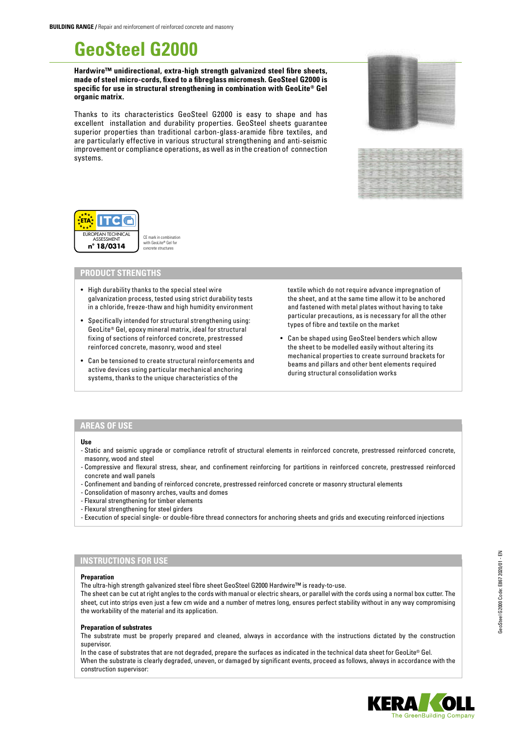**BUILDING RANGE /** Repair and reinforcement of reinforced concrete and masonry

# GeoSteel G2000

**Hardwire™ unidirectional, extra-high strength galvanized steel fibre sheets, made of steel micro-cords, fixed to a fibreglass micromesh. GeoSteel G2000 is specific for use in structural strengthening in combination with GeoLite® Gel organic matrix.**

Thanks to its characteristics GeoSteel G2000 is easy to shape and has excellent installation and durability properties. GeoSteel sheets guarantee superior properties than traditional carbon-glass-aramide fibre textiles, and are particularly effective in various structural strengthening and anti-seismic improvement or compliance operations, as well as in the creation of connection systems.

ETA ITC — EUROPEAN TECHNICAL ASSESSMENT n° 18/0314

CE mark in combination with GeoLite® Gel for concrete structures

## PRODUCT STRENGTHS

- High durability thanks to the special steel wire galvanization process, tested using strict durability tests in a chloride, freeze-thaw and high humidity environment
- Specifically intended for structural strengthening using: GeoLite® Gel, epoxy mineral matrix, ideal for structural fixing of sections of reinforced concrete, prestressed reinforced concrete, masonry, wood and steel
- Can be tensioned to create structural reinforcements and active devices using particular mechanical anchoring systems, thanks to the unique characteristics of the textile which do not require advance impregnation of the sheet, and at the same time allow it to be anchored and fastened with metal plates without having to take particular precautions, as is necessary for all the other types of fibre and textile on the market
- Can be shaped using GeoSteel benders which allow the sheet to be modelled easily without altering its mechanical properties to create surround brackets for beams and pillars and other bent elements required during structural consolidation works

## AREAS OF USE

**Use**

- Static and seismic upgrade or compliance retrofit of structural elements in reinforced concrete, prestressed reinforced concrete, masonry, wood and steel
- Compressive and flexural stress, shear, and confinement reinforcing for partitions in reinforced concrete, prestressed reinforced concrete and wall panels
- Confinement and banding of reinforced concrete, prestressed reinforced concrete or masonry structural elements
- Consolidation of masonry arches, vaults and domes
- Flexural strengthening for timber elements
- Flexural strengthening for steel girders
- Execution of special single- or double-fibre thread connectors for anchoring sheets and grids and executing reinforced injections

## INSTRUCTIONS FOR USE

**Preparation**

The ultra-high strength galvanized steel fibre sheet GeoSteel G2000 Hardwire™ is ready-to-use.

The sheet can be cut at right angles to the cords with manual or electric shears, or parallel with the cords using a normal box cutter. The sheet, cut into strips even just a few cm wide and a number of metres long, ensures perfect stability without in any way compromising the workability of the material and its application.

**Preparation of substrates**

The substrate must be properly prepared and cleaned, always in accordance with the instructions dictated by the construction supervisor.

In the case of substrates that are not degraded, prepare the surfaces as indicated in the technical data sheet for GeoLite® Gel.

When the substrate is clearly degraded, uneven, or damaged by significant events, proceed as follows, always in accordance with the construction supervisor: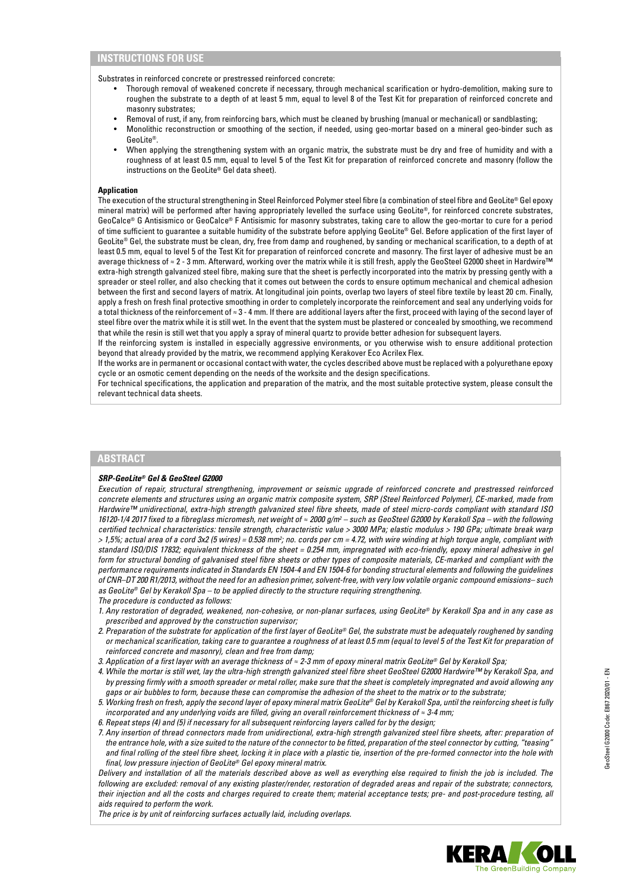## INSTRUCTIONS FOR USE

Substrates in reinforced concrete or prestressed reinforced concrete:

- Thorough removal of weakened concrete if necessary, through mechanical scarification or hydro-demolition, making sure to roughen the substrate to a depth of at least 5 mm, equal to level 8 of the Test Kit for preparation of reinforced concrete and masonry substrates;
- Removal of rust, if any, from reinforcing bars, which must be cleaned by brushing (manual or mechanical) or sandblasting;
- Monolithic reconstruction or smoothing of the section, if needed, using geo-mortar based on a mineral geo-binder such as GeoLite®.
- When applying the strengthening system with an organic matrix, the substrate must be dry and free of humidity and with a roughness of at least 0.5 mm, equal to level 5 of the Test Kit for preparation of reinforced concrete and masonry (follow the instructions on the GeoLite® Gel data sheet).

**Application**

The execution of the structural strengthening in Steel Reinforced Polymer steel fibre (a combination of steel fibre and GeoLite® Gel epoxy mineral matrix) will be performed after having appropriately levelled the surface using GeoLite®, for reinforced concrete substrates, GeoCalce® G Antisismico or GeoCalce® F Antisismic for masonry substrates, taking care to allow the geo-mortar to cure for a period of time sufficient to guarantee a suitable humidity of the substrate before applying GeoLite® Gel. Before application of the first layer of GeoLite® Gel, the substrate must be clean, dry, free from damp and roughened, by sanding or mechanical scarification, to a depth of at least 0.5 mm, equal to level 5 of the Test Kit for preparation of reinforced concrete and masonry. The first layer of adhesive must be an average thickness of ≈ 2 - 3 mm. Afterward, working over the matrix while it is still fresh, apply the GeoSteel G2000 sheet in Hardwire™ extra-high strength galvanized steel fibre, making sure that the sheet is perfectly incorporated into the matrix by pressing gently with a spreader or steel roller, and also checking that it comes out between the cords to ensure optimum mechanical and chemical adhesion between the first and second layers of matrix. At longitudinal join points, overlap two layers of steel fibre textile by least 20 cm. Finally, apply a fresh on fresh final protective smoothing in order to completely incorporate the reinforcement and seal any underlying voids for a total thickness of the reinforcement of ≈ 3 - 4 mm. If there are additional layers after the first, proceed with laying of the second layer of steel fibre over the matrix while it is still wet. In the event that the system must be plastered or concealed by smoothing, we recommend that while the resin is still wet that you apply a spray of mineral quartz to provide better adhesion for subsequent layers.

If the reinforcing system is installed in especially aggressive environments, or you otherwise wish to ensure additional protection beyond that already provided by the matrix, we recommend applying Kerakover Eco Acrilex Flex.

If the works are in permanent or occasional contact with water, the cycles described above must be replaced with a polyurethane epoxy cycle or an osmotic cement depending on the needs of the worksite and the design specifications.

For technical specifications, the application and preparation of the matrix, and the most suitable protective system, please consult the relevant technical data sheets.

## ABSTRACT

***SRP-GeoLite® Gel & GeoSteel G2000***

*Execution of repair, structural strengthening, improvement or seismic upgrade of reinforced concrete and prestressed reinforced concrete elements and structures using an organic matrix composite system, SRP (Steel Reinforced Polymer), CE-marked, made from Hardwire™ unidirectional, extra-high strength galvanized steel fibre sheets, made of steel micro-cords compliant with standard ISO 16120-1/4 2017 fixed to a fibreglass micromesh, net weight of ≈ 2000 g/m² – such as GeoSteel G2000 by Kerakoll Spa – with the following certified technical characteristics: tensile strength, characteristic value > 3000 MPa; elastic modulus > 190 GPa; ultimate break warp > 1,5%; actual area of a cord 3x2 (5 wires) = 0.538 mm²; no. cords per cm = 4.72, with wire winding at high torque angle, compliant with standard ISO/DIS 17832; equivalent thickness of the sheet = 0.254 mm, impregnated with eco-friendly, epoxy mineral adhesive in gel form for structural bonding of galvanised steel fibre sheets or other types of composite materials, CE-marked and compliant with the performance requirements indicated in Standards EN 1504-4 and EN 1504-6 for bonding structural elements and following the guidelines of CNR–DT 200 R1/2013, without the need for an adhesion primer, solvent-free, with very low volatile organic compound emissions– such as GeoLite® Gel by Kerakoll Spa – to be applied directly to the structure requiring strengthening.*

*The procedure is conducted as follows:*

1. *Any restoration of degraded, weakened, non-cohesive, or non-planar surfaces, using GeoLite® by Kerakoll Spa and in any case as prescribed and approved by the construction supervisor;*
2. *Preparation of the substrate for application of the first layer of GeoLite® Gel, the substrate must be adequately roughened by sanding or mechanical scarification, taking care to guarantee a roughness of at least 0.5 mm (equal to level 5 of the Test Kit for preparation of reinforced concrete and masonry), clean and free from damp;*
3. *Application of a first layer with an average thickness of ≈ 2-3 mm of epoxy mineral matrix GeoLite® Gel by Kerakoll Spa;*
4. *While the mortar is still wet, lay the ultra-high strength galvanized steel fibre sheet GeoSteel G2000 Hardwire™ by Kerakoll Spa, and by pressing firmly with a smooth spreader or metal roller, make sure that the sheet is completely impregnated and avoid allowing any gaps or air bubbles to form, because these can compromise the adhesion of the sheet to the matrix or to the substrate;*
5. *Working fresh on fresh, apply the second layer of epoxy mineral matrix GeoLite® Gel by Kerakoll Spa, until the reinforcing sheet is fully incorporated and any underlying voids are filled, giving an overall reinforcement thickness of ≈ 3-4 mm;*
6. *Repeat steps (4) and (5) if necessary for all subsequent reinforcing layers called for by the design;*
7. *Any insertion of thread connectors made from unidirectional, extra-high strength galvanized steel fibre sheets, after: preparation of the entrance hole, with a size suited to the nature of the connector to be fitted, preparation of the steel connector by cutting, "teasing" and final rolling of the steel fibre sheet, locking it in place with a plastic tie, insertion of the pre-formed connector into the hole with final, low pressure injection of GeoLite® Gel epoxy mineral matrix.*

*Delivery and installation of all the materials described above as well as everything else required to finish the job is included. The following are excluded: removal of any existing plaster/render, restoration of degraded areas and repair of the substrate; connectors, their injection and all the costs and charges required to create them; material acceptance tests; pre- and post-procedure testing, all aids required to perform the work.*

*The price is by unit of reinforcing surfaces actually laid, including overlaps.*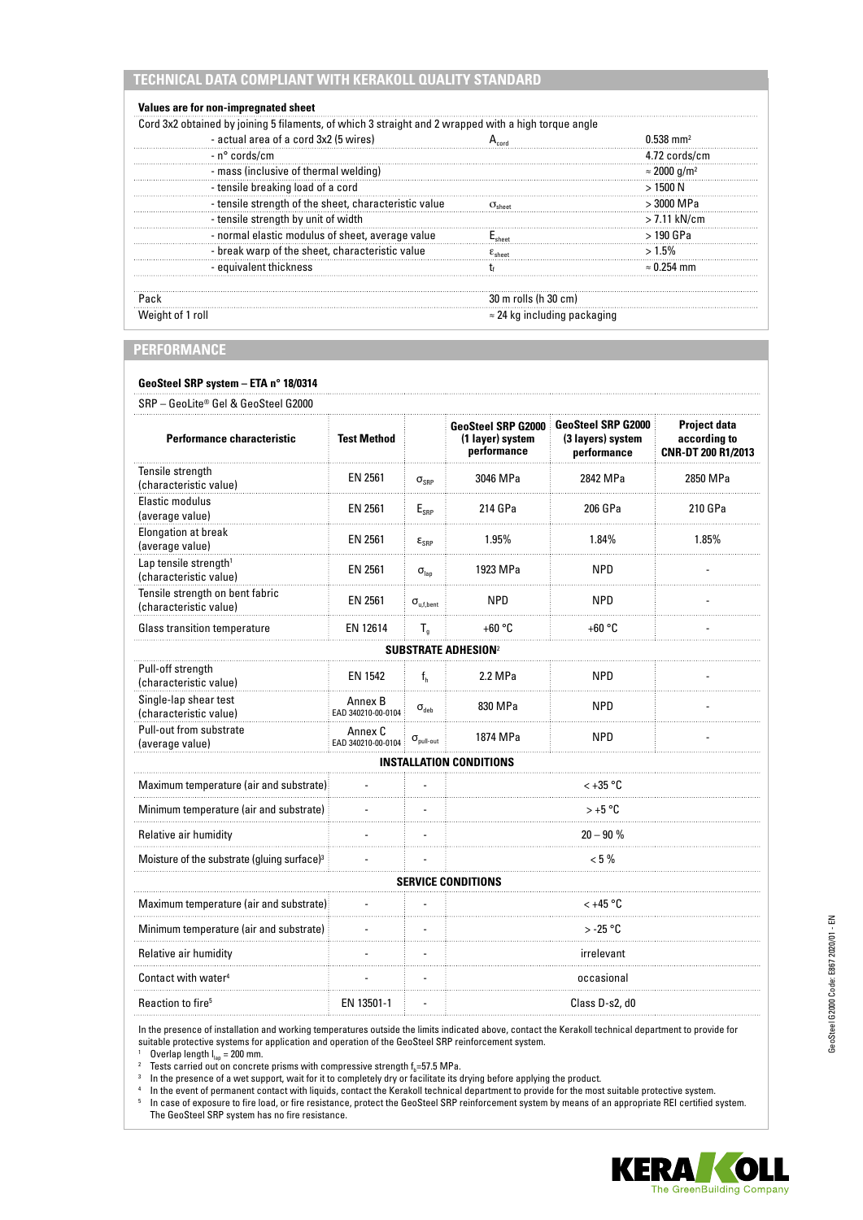## TECHNICAL DATA COMPLIANT WITH KERAKOLL QUALITY STANDARD

**Values are for non-impregnated sheet**

| Cord 3x2 obtained by joining 5 filaments, of which 3 straight and 2 wrapped with a high torque angle | | |
|---|---|---|
| - actual area of a cord 3x2 (5 wires) | $A_{cord}$ | 0.538 mm² |
| - n° cords/cm | | 4.72 cords/cm |
| - mass (inclusive of thermal welding) | | ≈ 2000 g/m² |
| - tensile breaking load of a cord | | > 1500 N |
| - tensile strength of the sheet, characteristic value | $\sigma_{sheet}$ | > 3000 MPa |
| - tensile strength by unit of width | | > 7.11 kN/cm |
| - normal elastic modulus of sheet, average value | $E_{sheet}$ | > 190 GPa |
| - break warp of the sheet, characteristic value | $\varepsilon_{sheet}$ | > 1.5% |
| - equivalent thickness | $t_f$ | ≈ 0.254 mm |

| | |
|---|---|
| Pack | 30 m rolls (h 30 cm) |
| Weight of 1 roll | ≈ 24 kg including packaging |

## PERFORMANCE

**GeoSteel SRP system – ETA n° 18/0314**

SRP – GeoLite® Gel & GeoSteel G2000

| Performance characteristic | Test Method | | GeoSteel SRP G2000 (1 layer) system performance | GeoSteel SRP G2000 (3 layers) system performance | Project data according to CNR-DT 200 R1/2013 |
|---|---|---|---|---|---|
| Tensile strength (characteristic value) | EN 2561 | $\sigma_{SRP}$ | 3046 MPa | 2842 MPa | 2850 MPa |
| Elastic modulus (average value) | EN 2561 | $E_{SRP}$ | 214 GPa | 206 GPa | 210 GPa |
| Elongation at break (average value) | EN 2561 | $\varepsilon_{SRP}$ | 1.95% | 1.84% | 1.85% |
| Lap tensile strength[1] (characteristic value) | EN 2561 | $\sigma_{lap}$ | 1923 MPa | NPD | - |
| Tensile strength on bent fabric (characteristic value) | EN 2561 | $\sigma_{u,f,bent}$ | NPD | NPD | - |
| Glass transition temperature | EN 12614 | $T_g$ | +60 °C | +60 °C | - |
| **SUBSTRATE ADHESION[2]** | | | | | |
| Pull-off strength (characteristic value) | EN 1542 | $f_h$ | 2.2 MPa | NPD | - |
| Single-lap shear test (characteristic value) | Annex B EAD 340210-00-0104 | $\sigma_{deb}$ | 830 MPa | NPD | - |
| Pull-out from substrate (average value) | Annex C EAD 340210-00-0104 | $\sigma_{pull\text{-}out}$ | 1874 MPa | NPD | - |
| **INSTALLATION CONDITIONS** | | | | | |
| Maximum temperature (air and substrate) | - | - | < +35 °C | | |
| Minimum temperature (air and substrate) | - | - | > +5 °C | | |
| Relative air humidity | - | - | 20 – 90 % | | |
| Moisture of the substrate (gluing surface)[3] | - | - | < 5 % | | |
| **SERVICE CONDITIONS** | | | | | |
| Maximum temperature (air and substrate) | - | - | < +45 °C | | |
| Minimum temperature (air and substrate) | - | - | > -25 °C | | |
| Relative air humidity | - | - | irrelevant | | |
| Contact with water[4] | - | - | occasional | | |
| Reaction to fire[5] | EN 13501-1 | - | Class D-s2, d0 | | |

In the presence of installation and working temperatures outside the limits indicated above, contact the Kerakoll technical department to provide for suitable protective systems for application and operation of the GeoSteel SRP reinforcement system.

[1] Overlap length $l_{lap}$ = 200 mm.
[2] Tests carried out on concrete prisms with compressive strength $f_c$=57.5 MPa.
[3] In the presence of a wet support, wait for it to completely dry or facilitate its drying before applying the product.
[4] In the event of permanent contact with liquids, contact the Kerakoll technical department to provide for the most suitable protective system.
[5] In case of exposure to fire load, or fire resistance, protect the GeoSteel SRP reinforcement system by means of an appropriate REI certified system. The GeoSteel SRP system has no fire resistance.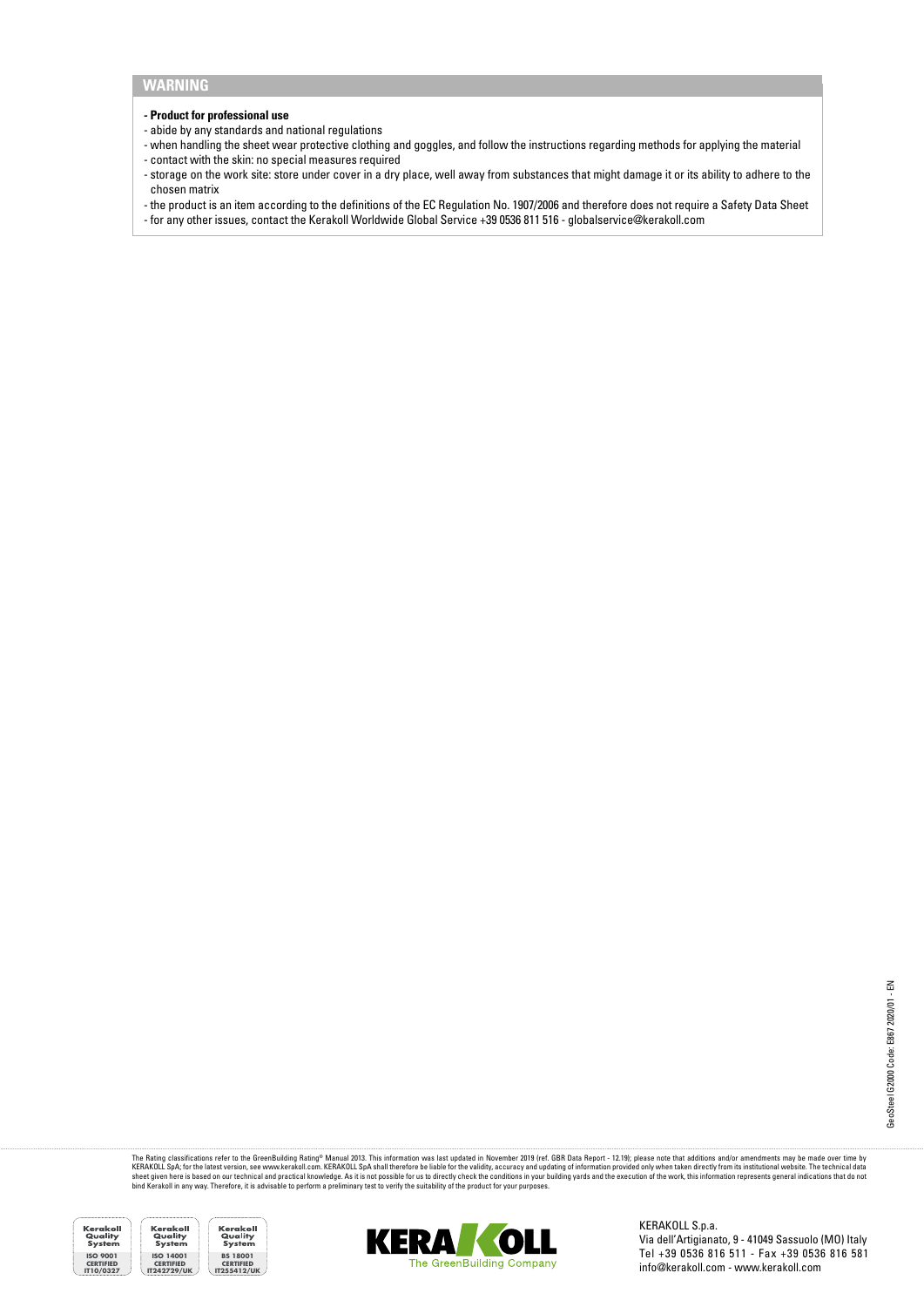## WARNING

- **Product for professional use**
- abide by any standards and national regulations
- when handling the sheet wear protective clothing and goggles, and follow the instructions regarding methods for applying the material
- contact with the skin: no special measures required
- storage on the work site: store under cover in a dry place, well away from substances that might damage it or its ability to adhere to the chosen matrix
- the product is an item according to the definitions of the EC Regulation No. 1907/2006 and therefore does not require a Safety Data Sheet
- for any other issues, contact the Kerakoll Worldwide Global Service +39 0536 811 516 - globalservice@kerakoll.com

GeoSteel G2000 Code: E867 2020/01 - EN

The Rating classifications refer to the GreenBuilding Rating® Manual 2013. This information was last updated in November 2019 (ref. GBR Data Report - 12.19); please note that additions and/or amendments may be made over time by KERAKOLL SpA; for the latest version, see www.kerakoll.com. KERAKOLL SpA shall therefore be liable for the validity, accuracy and updating of information provided only when taken directly from its institutional website. The technical data sheet given here is based on our technical and practical knowledge. As it is not possible for us to directly check the conditions in your building yards and the execution of the work, this information represents general indications that do not bind Kerakoll in any way. Therefore, it is advisable to perform a preliminary test to verify the suitability of the product for your purposes.

Kerakoll Quality System ISO 9001 CERTIFIED IT10/0327

Kerakoll Quality System ISO 14001 CERTIFIED IT242729/UK

Kerakoll Quality System BS 18001 CERTIFIED IT255412/UK

KERAKOLL The GreenBuilding Company

KERAKOLL S.p.a.
Via dell'Artigianato, 9 - 41049 Sassuolo (MO) Italy
Tel +39 0536 816 511 - Fax +39 0536 816 581
info@kerakoll.com - www.kerakoll.com